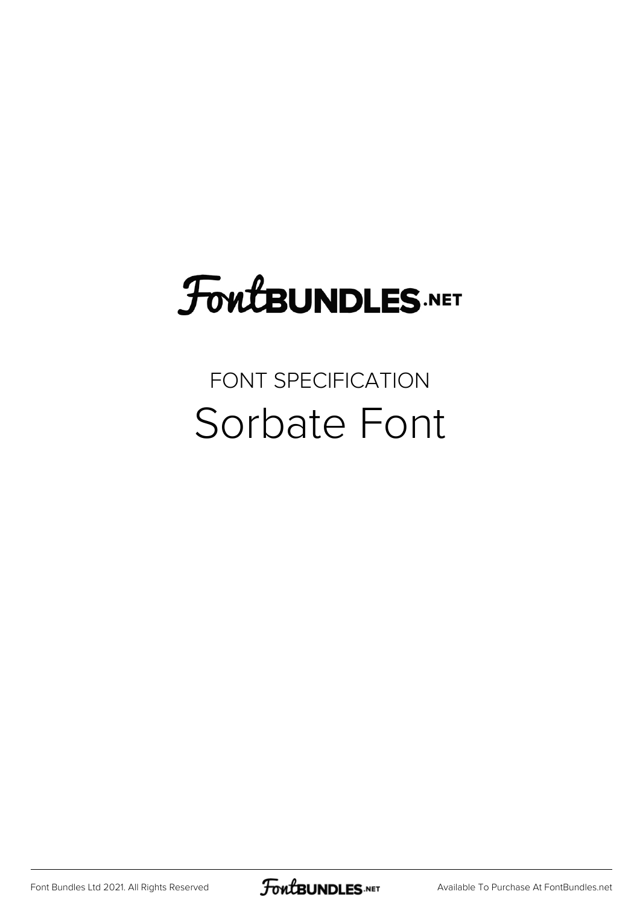FontBUNDLES.NET

FONT SPECIFICATION

# Sorbate Font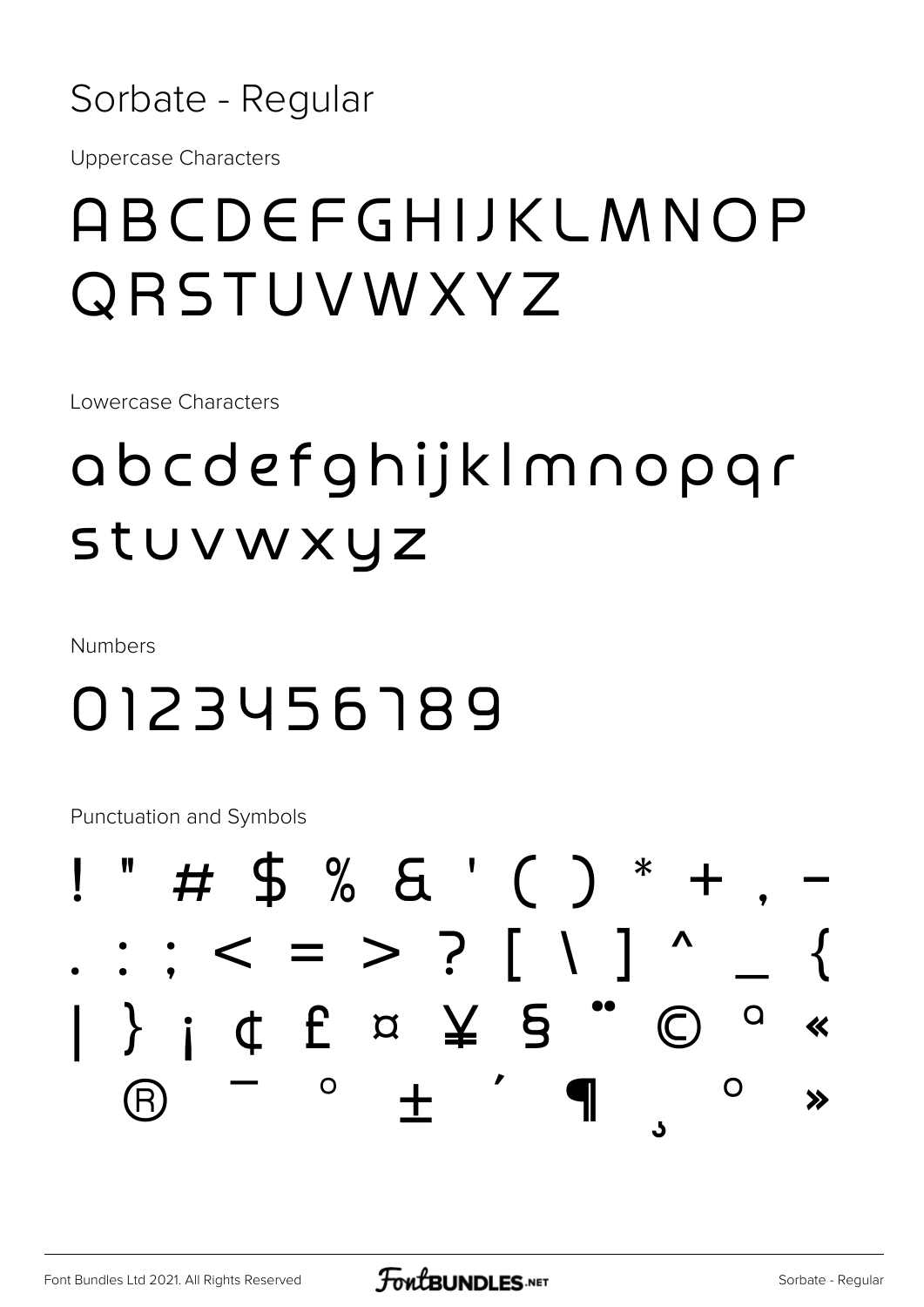# Sorbate - Regular

Uppercase Characters

ABCDEFGHIJKLMNOP
QRSTUVWXYZ

Lowercase Characters

abcdefghijklmnopqr
stuvwxyz

Numbers

0123456789

Punctuation and Symbols

! " # $ % & ' ( ) * + , -
. : ; < = > ? [ \ ] ^ _ {
| } ¡ ¢ £ ¤ ¥ § ¨ © ª «
® ¯ ° ± ´ ¶ ¸ º »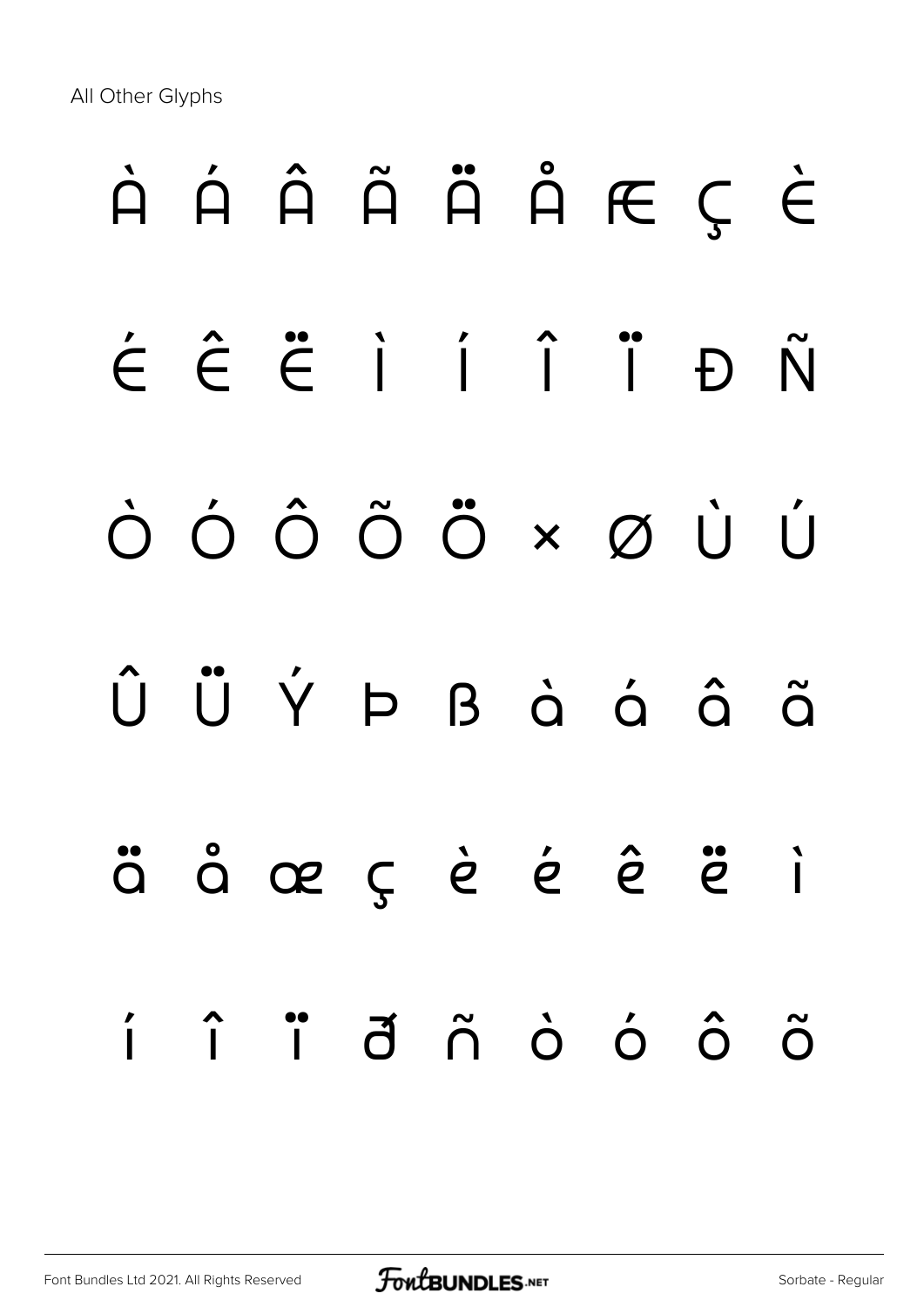All Other Glyphs

À Á Â Ã Ä Å Æ Ç È

É Ê Ë Ì Í Î Ï Ð Ñ

Ò Ó Ô Õ Ö × Ø Ù Ú

Û Ü Ý Þ ß à á â ã

ä å æ ç è é ê ë ì

í î ï ð ñ ò ó ô õ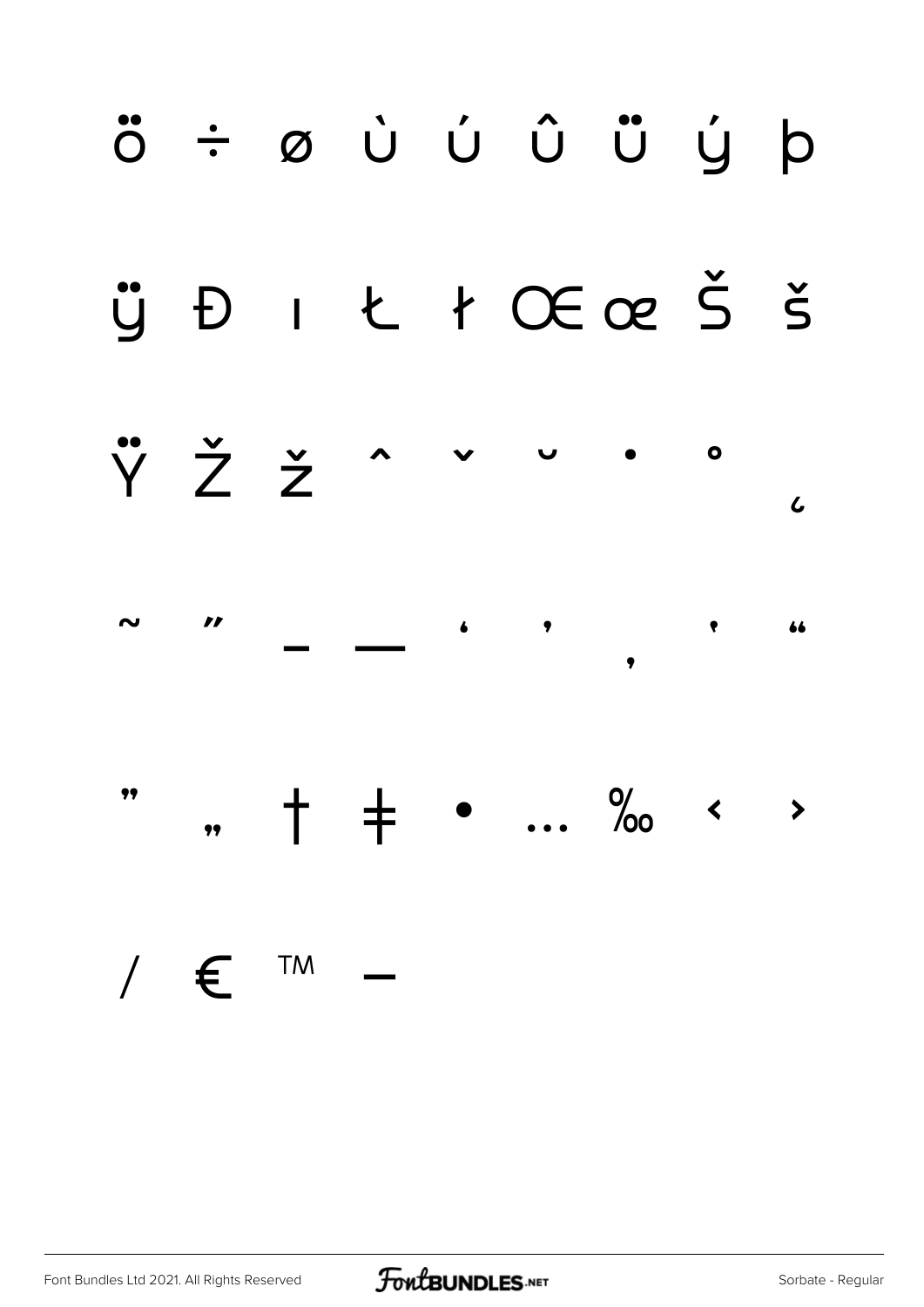ö ÷ ø ù ú û ü ý þ

ÿ Đ ı Ł ł Œ œ Š š

Ÿ Ž ž ˆ ˇ ˘ ˙ ˚ ˛

˜ ˝ – — ‘ ’ ‚ ‛ “

” „ † ‡ • … ‰ ‹ ›

⁄ € ™ −